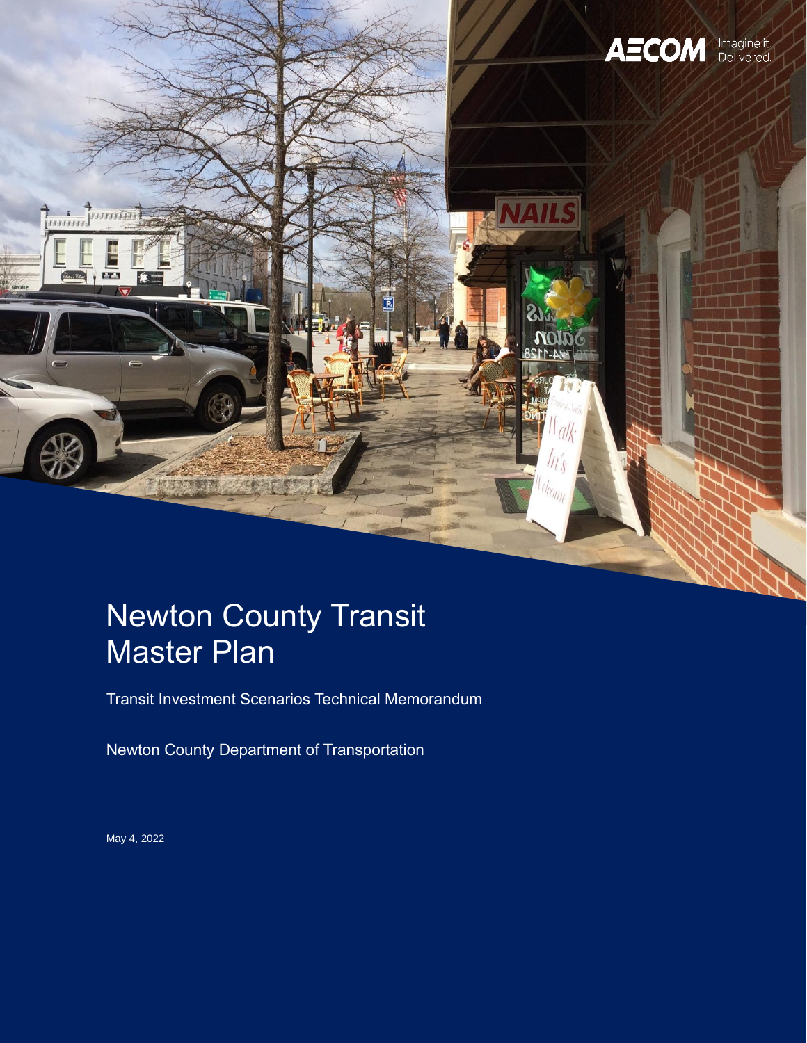AECOM Imagine it. Delivered.

# Newton County Transit Master Plan

Transit Investment Scenarios Technical Memorandum

Newton County Department of Transportation

May 4, 2022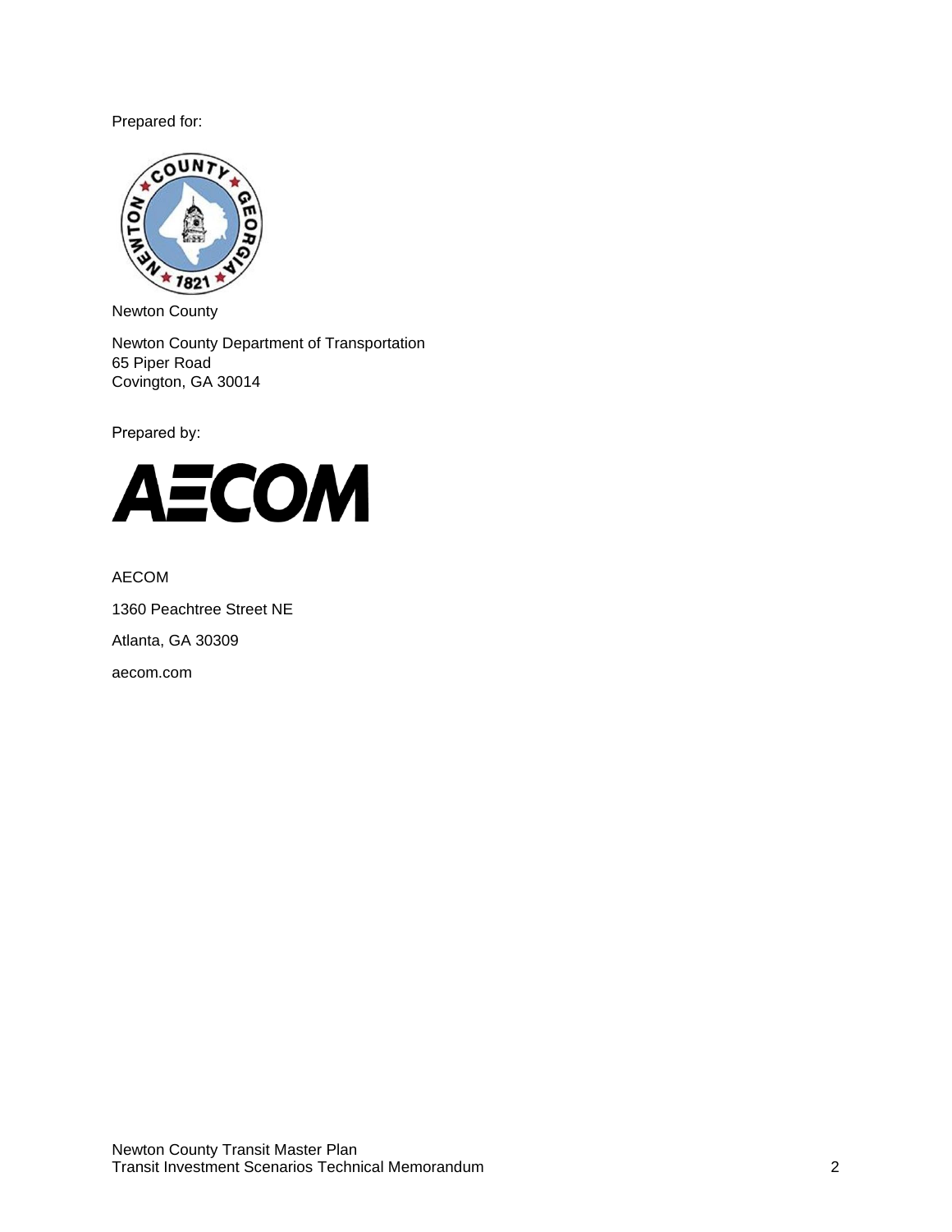Prepared for:

Newton County

Newton County Department of Transportation
65 Piper Road
Covington, GA 30014

Prepared by:

AECOM

1360 Peachtree Street NE

Atlanta, GA 30309

aecom.com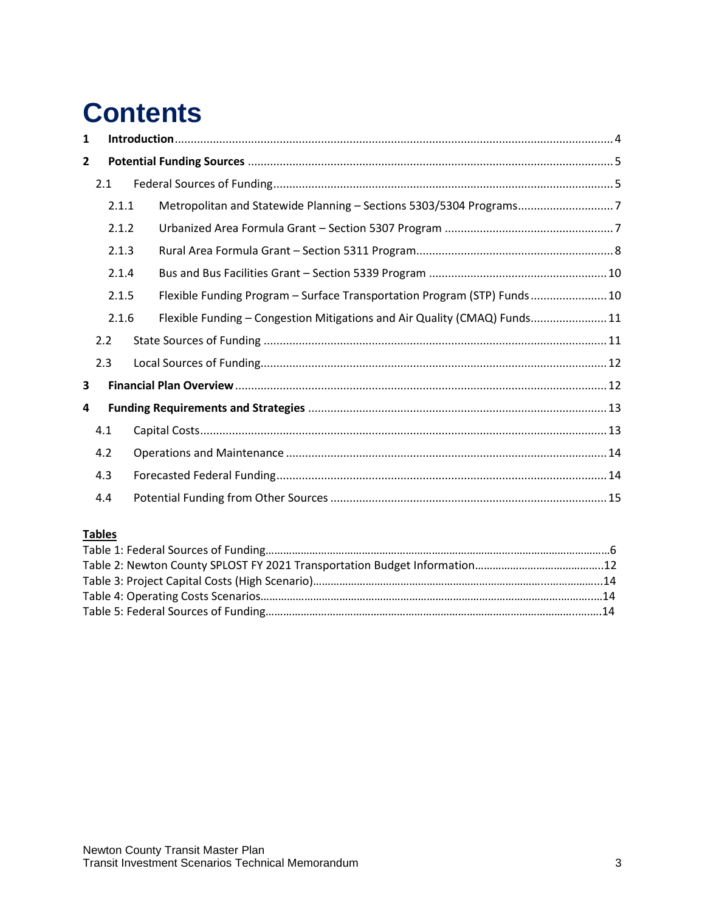# Contents

1 **Introduction** ..... 4

2 **Potential Funding Sources** ..... 5

- 2.1 Federal Sources of Funding ..... 5
  - 2.1.1 Metropolitan and Statewide Planning – Sections 5303/5304 Programs ..... 7
  - 2.1.2 Urbanized Area Formula Grant – Section 5307 Program ..... 7
  - 2.1.3 Rural Area Formula Grant – Section 5311 Program ..... 8
  - 2.1.4 Bus and Bus Facilities Grant – Section 5339 Program ..... 10
  - 2.1.5 Flexible Funding Program – Surface Transportation Program (STP) Funds ..... 10
  - 2.1.6 Flexible Funding – Congestion Mitigations and Air Quality (CMAQ) Funds ..... 11
- 2.2 State Sources of Funding ..... 11
- 2.3 Local Sources of Funding ..... 12

3 **Financial Plan Overview** ..... 12

4 **Funding Requirements and Strategies** ..... 13

- 4.1 Capital Costs ..... 13
- 4.2 Operations and Maintenance ..... 14
- 4.3 Forecasted Federal Funding ..... 14
- 4.4 Potential Funding from Other Sources ..... 15

**Tables**

Table 1: Federal Sources of Funding ..... 6
Table 2: Newton County SPLOST FY 2021 Transportation Budget Information ..... 12
Table 3: Project Capital Costs (High Scenario) ..... 14
Table 4: Operating Costs Scenarios ..... 14
Table 5: Federal Sources of Funding ..... 14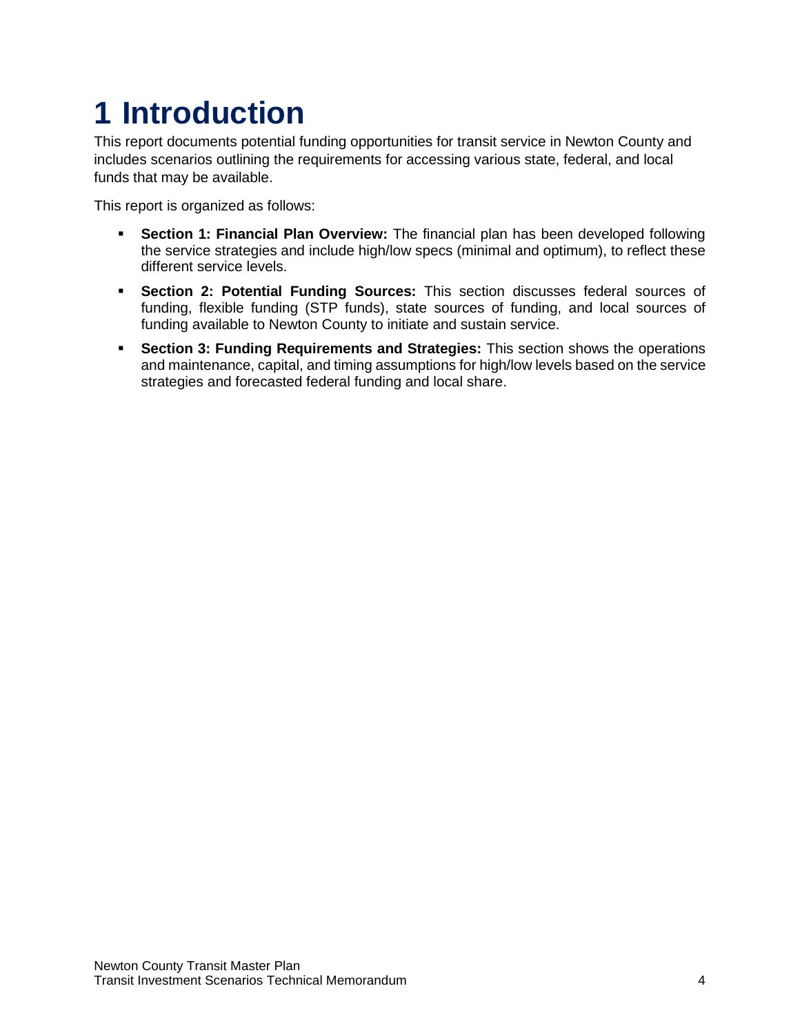# 1 Introduction

This report documents potential funding opportunities for transit service in Newton County and includes scenarios outlining the requirements for accessing various state, federal, and local funds that may be available.

This report is organized as follows:

- **Section 1: Financial Plan Overview:** The financial plan has been developed following the service strategies and include high/low specs (minimal and optimum), to reflect these different service levels.
- **Section 2: Potential Funding Sources:** This section discusses federal sources of funding, flexible funding (STP funds), state sources of funding, and local sources of funding available to Newton County to initiate and sustain service.
- **Section 3: Funding Requirements and Strategies:** This section shows the operations and maintenance, capital, and timing assumptions for high/low levels based on the service strategies and forecasted federal funding and local share.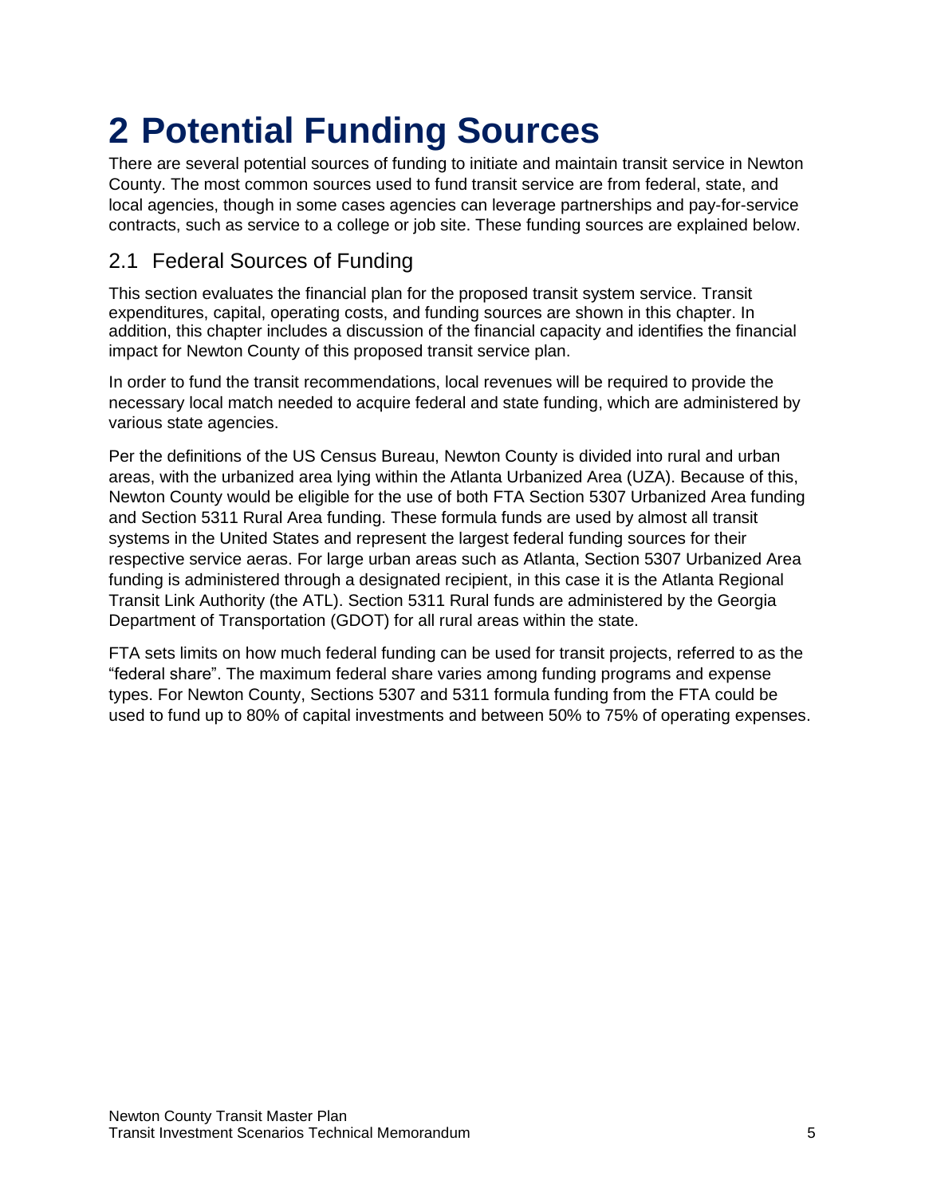# 2 Potential Funding Sources

There are several potential sources of funding to initiate and maintain transit service in Newton County. The most common sources used to fund transit service are from federal, state, and local agencies, though in some cases agencies can leverage partnerships and pay-for-service contracts, such as service to a college or job site. These funding sources are explained below.

## 2.1 Federal Sources of Funding

This section evaluates the financial plan for the proposed transit system service. Transit expenditures, capital, operating costs, and funding sources are shown in this chapter. In addition, this chapter includes a discussion of the financial capacity and identifies the financial impact for Newton County of this proposed transit service plan.

In order to fund the transit recommendations, local revenues will be required to provide the necessary local match needed to acquire federal and state funding, which are administered by various state agencies.

Per the definitions of the US Census Bureau, Newton County is divided into rural and urban areas, with the urbanized area lying within the Atlanta Urbanized Area (UZA). Because of this, Newton County would be eligible for the use of both FTA Section 5307 Urbanized Area funding and Section 5311 Rural Area funding. These formula funds are used by almost all transit systems in the United States and represent the largest federal funding sources for their respective service aeras. For large urban areas such as Atlanta, Section 5307 Urbanized Area funding is administered through a designated recipient, in this case it is the Atlanta Regional Transit Link Authority (the ATL). Section 5311 Rural funds are administered by the Georgia Department of Transportation (GDOT) for all rural areas within the state.

FTA sets limits on how much federal funding can be used for transit projects, referred to as the "federal share". The maximum federal share varies among funding programs and expense types. For Newton County, Sections 5307 and 5311 formula funding from the FTA could be used to fund up to 80% of capital investments and between 50% to 75% of operating expenses.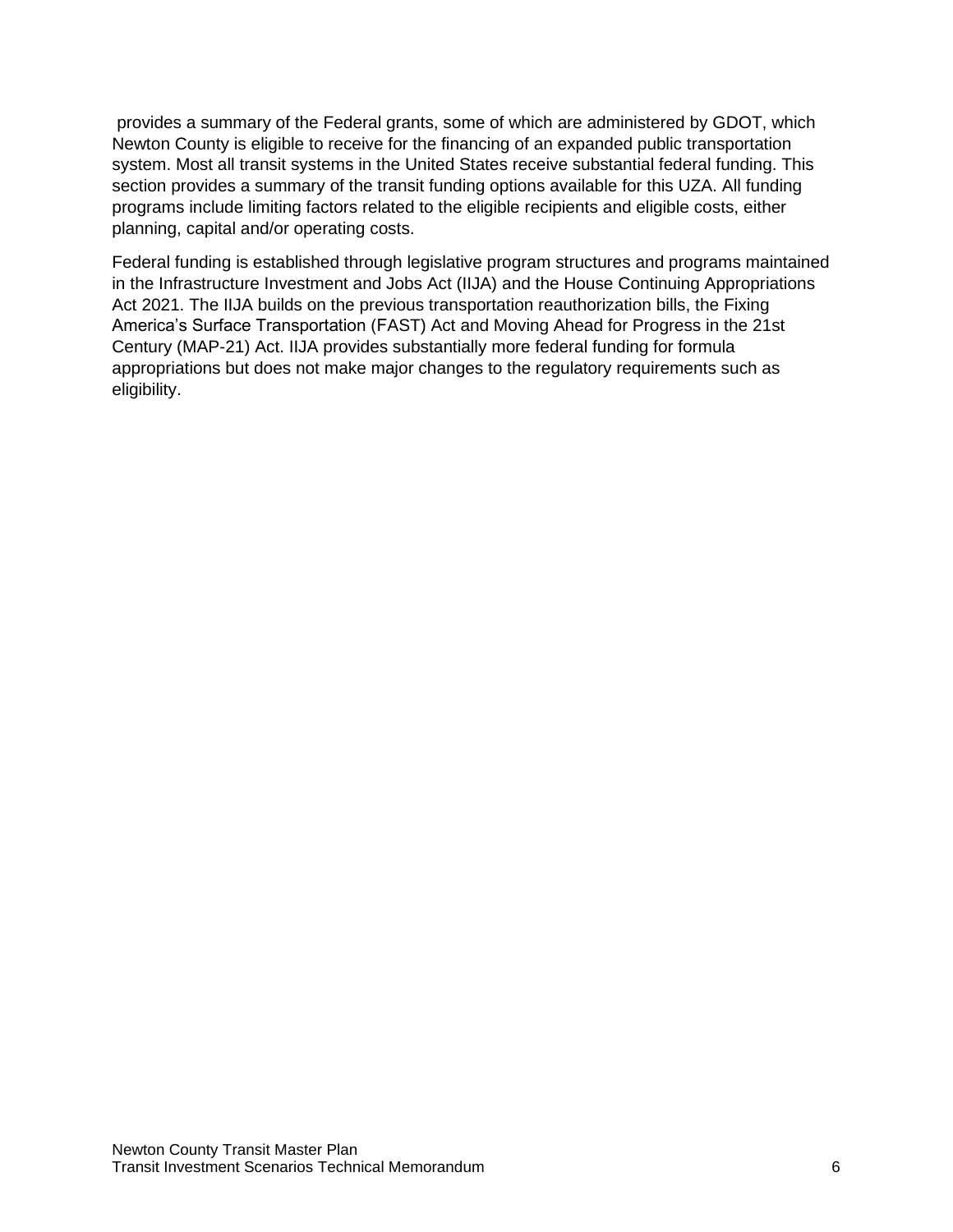provides a summary of the Federal grants, some of which are administered by GDOT, which Newton County is eligible to receive for the financing of an expanded public transportation system. Most all transit systems in the United States receive substantial federal funding. This section provides a summary of the transit funding options available for this UZA. All funding programs include limiting factors related to the eligible recipients and eligible costs, either planning, capital and/or operating costs.

Federal funding is established through legislative program structures and programs maintained in the Infrastructure Investment and Jobs Act (IIJA) and the House Continuing Appropriations Act 2021. The IIJA builds on the previous transportation reauthorization bills, the Fixing America's Surface Transportation (FAST) Act and Moving Ahead for Progress in the 21st Century (MAP-21) Act. IIJA provides substantially more federal funding for formula appropriations but does not make major changes to the regulatory requirements such as eligibility.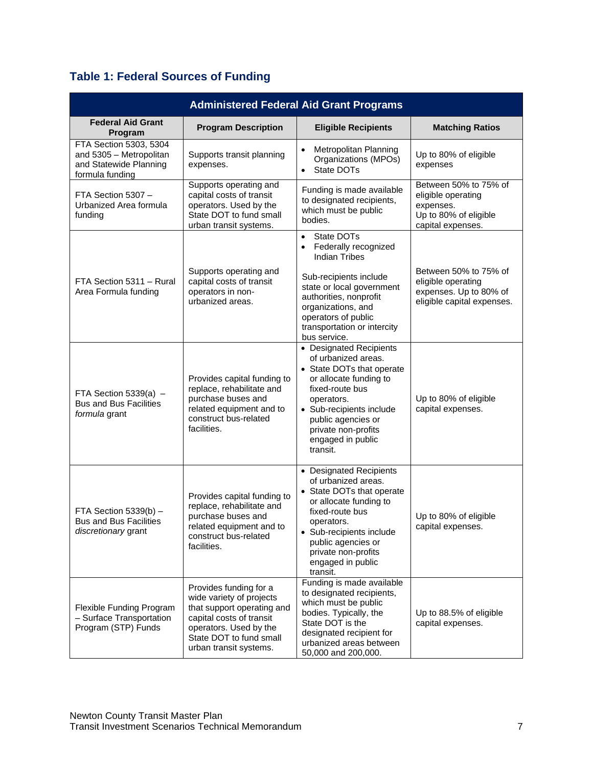### Table 1: Federal Sources of Funding

| Administered Federal Aid Grant Programs | | | |
|---|---|---|---|
| **Federal Aid Grant Program** | **Program Description** | **Eligible Recipients** | **Matching Ratios** |
| FTA Section 5303, 5304 and 5305 – Metropolitan and Statewide Planning formula funding | Supports transit planning expenses. | • Metropolitan Planning Organizations (MPOs)<br>• State DOTs | Up to 80% of eligible expenses |
| FTA Section 5307 – Urbanized Area formula funding | Supports operating and capital costs of transit operators. Used by the State DOT to fund small urban transit systems. | Funding is made available to designated recipients, which must be public bodies. | Between 50% to 75% of eligible operating expenses.<br>Up to 80% of eligible capital expenses. |
| FTA Section 5311 – Rural Area Formula funding | Supports operating and capital costs of transit operators in non-urbanized areas. | • State DOTs<br>• Federally recognized Indian Tribes<br><br>Sub-recipients include state or local government authorities, nonprofit organizations, and operators of public transportation or intercity bus service. | Between 50% to 75% of eligible operating expenses. Up to 80% of eligible capital expenses. |
| FTA Section 5339(a) – Bus and Bus Facilities *formula* grant | Provides capital funding to replace, rehabilitate and purchase buses and related equipment and to construct bus-related facilities. | • Designated Recipients of urbanized areas.<br>• State DOTs that operate or allocate funding to fixed-route bus operators.<br>• Sub-recipients include public agencies or private non-profits engaged in public transit. | Up to 80% of eligible capital expenses. |
| FTA Section 5339(b) – Bus and Bus Facilities *discretionary* grant | Provides capital funding to replace, rehabilitate and purchase buses and related equipment and to construct bus-related facilities. | • Designated Recipients of urbanized areas.<br>• State DOTs that operate or allocate funding to fixed-route bus operators.<br>• Sub-recipients include public agencies or private non-profits engaged in public transit. | Up to 80% of eligible capital expenses. |
| Flexible Funding Program – Surface Transportation Program (STP) Funds | Provides funding for a wide variety of projects that support operating and capital costs of transit operators. Used by the State DOT to fund small urban transit systems. | Funding is made available to designated recipients, which must be public bodies. Typically, the State DOT is the designated recipient for urbanized areas between 50,000 and 200,000. | Up to 88.5% of eligible capital expenses. |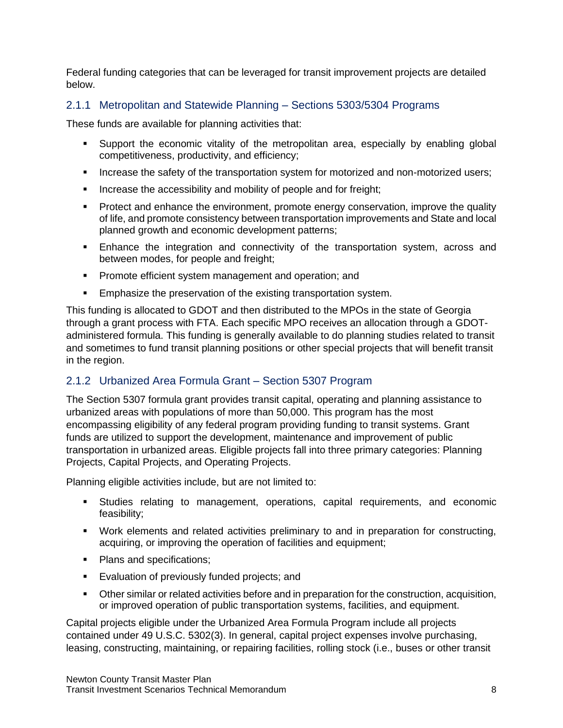Federal funding categories that can be leveraged for transit improvement projects are detailed below.

### 2.1.1 Metropolitan and Statewide Planning – Sections 5303/5304 Programs

These funds are available for planning activities that:

- Support the economic vitality of the metropolitan area, especially by enabling global competitiveness, productivity, and efficiency;
- Increase the safety of the transportation system for motorized and non-motorized users;
- Increase the accessibility and mobility of people and for freight;
- Protect and enhance the environment, promote energy conservation, improve the quality of life, and promote consistency between transportation improvements and State and local planned growth and economic development patterns;
- Enhance the integration and connectivity of the transportation system, across and between modes, for people and freight;
- Promote efficient system management and operation; and
- Emphasize the preservation of the existing transportation system.

This funding is allocated to GDOT and then distributed to the MPOs in the state of Georgia through a grant process with FTA. Each specific MPO receives an allocation through a GDOT-administered formula. This funding is generally available to do planning studies related to transit and sometimes to fund transit planning positions or other special projects that will benefit transit in the region.

### 2.1.2 Urbanized Area Formula Grant – Section 5307 Program

The Section 5307 formula grant provides transit capital, operating and planning assistance to urbanized areas with populations of more than 50,000. This program has the most encompassing eligibility of any federal program providing funding to transit systems. Grant funds are utilized to support the development, maintenance and improvement of public transportation in urbanized areas. Eligible projects fall into three primary categories: Planning Projects, Capital Projects, and Operating Projects.

Planning eligible activities include, but are not limited to:

- Studies relating to management, operations, capital requirements, and economic feasibility;
- Work elements and related activities preliminary to and in preparation for constructing, acquiring, or improving the operation of facilities and equipment;
- Plans and specifications;
- Evaluation of previously funded projects; and
- Other similar or related activities before and in preparation for the construction, acquisition, or improved operation of public transportation systems, facilities, and equipment.

Capital projects eligible under the Urbanized Area Formula Program include all projects contained under 49 U.S.C. 5302(3). In general, capital project expenses involve purchasing, leasing, constructing, maintaining, or repairing facilities, rolling stock (i.e., buses or other transit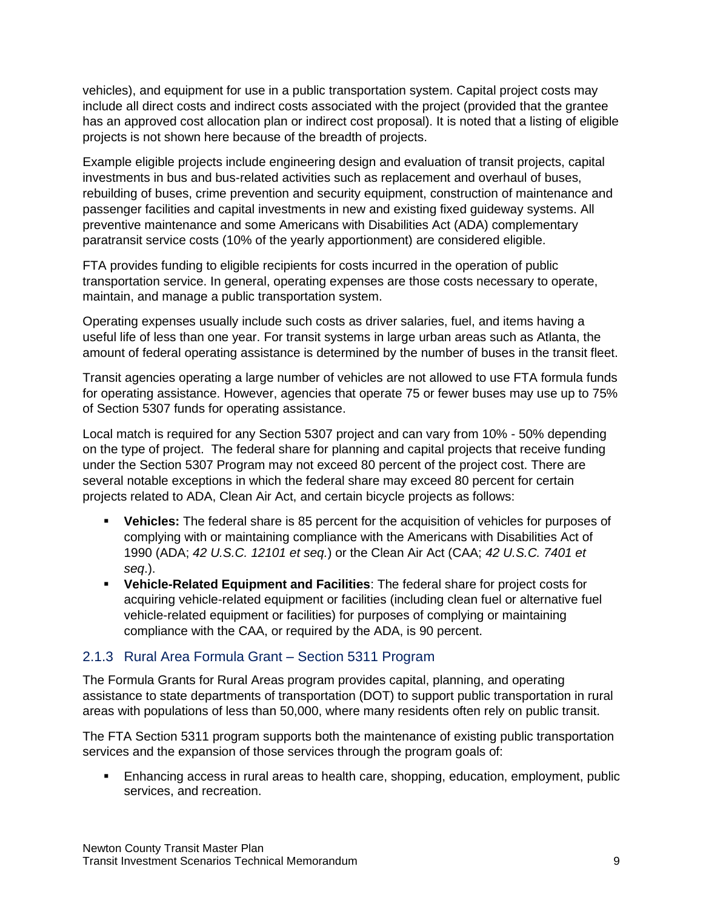vehicles), and equipment for use in a public transportation system. Capital project costs may include all direct costs and indirect costs associated with the project (provided that the grantee has an approved cost allocation plan or indirect cost proposal). It is noted that a listing of eligible projects is not shown here because of the breadth of projects.

Example eligible projects include engineering design and evaluation of transit projects, capital investments in bus and bus-related activities such as replacement and overhaul of buses, rebuilding of buses, crime prevention and security equipment, construction of maintenance and passenger facilities and capital investments in new and existing fixed guideway systems. All preventive maintenance and some Americans with Disabilities Act (ADA) complementary paratransit service costs (10% of the yearly apportionment) are considered eligible.

FTA provides funding to eligible recipients for costs incurred in the operation of public transportation service. In general, operating expenses are those costs necessary to operate, maintain, and manage a public transportation system.

Operating expenses usually include such costs as driver salaries, fuel, and items having a useful life of less than one year. For transit systems in large urban areas such as Atlanta, the amount of federal operating assistance is determined by the number of buses in the transit fleet.

Transit agencies operating a large number of vehicles are not allowed to use FTA formula funds for operating assistance. However, agencies that operate 75 or fewer buses may use up to 75% of Section 5307 funds for operating assistance.

Local match is required for any Section 5307 project and can vary from 10% - 50% depending on the type of project. The federal share for planning and capital projects that receive funding under the Section 5307 Program may not exceed 80 percent of the project cost. There are several notable exceptions in which the federal share may exceed 80 percent for certain projects related to ADA, Clean Air Act, and certain bicycle projects as follows:

- **Vehicles:** The federal share is 85 percent for the acquisition of vehicles for purposes of complying with or maintaining compliance with the Americans with Disabilities Act of 1990 (ADA; *42 U.S.C. 12101 et seq.*) or the Clean Air Act (CAA; *42 U.S.C. 7401 et seq*.).
- **Vehicle-Related Equipment and Facilities**: The federal share for project costs for acquiring vehicle-related equipment or facilities (including clean fuel or alternative fuel vehicle-related equipment or facilities) for purposes of complying or maintaining compliance with the CAA, or required by the ADA, is 90 percent.

### 2.1.3 Rural Area Formula Grant – Section 5311 Program

The Formula Grants for Rural Areas program provides capital, planning, and operating assistance to state departments of transportation (DOT) to support public transportation in rural areas with populations of less than 50,000, where many residents often rely on public transit.

The FTA Section 5311 program supports both the maintenance of existing public transportation services and the expansion of those services through the program goals of:

- Enhancing access in rural areas to health care, shopping, education, employment, public services, and recreation.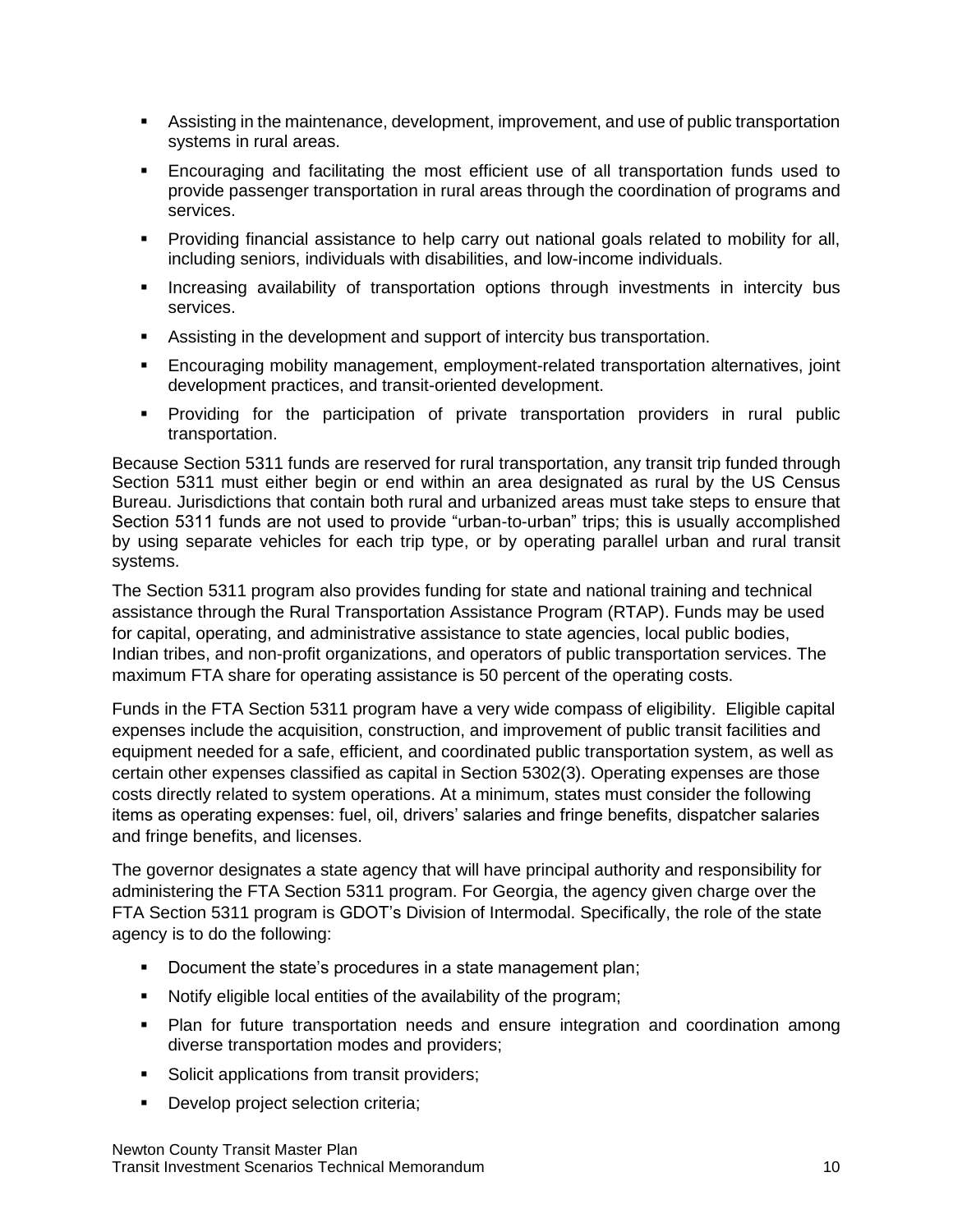- Assisting in the maintenance, development, improvement, and use of public transportation systems in rural areas.
- Encouraging and facilitating the most efficient use of all transportation funds used to provide passenger transportation in rural areas through the coordination of programs and services.
- Providing financial assistance to help carry out national goals related to mobility for all, including seniors, individuals with disabilities, and low-income individuals.
- Increasing availability of transportation options through investments in intercity bus services.
- Assisting in the development and support of intercity bus transportation.
- Encouraging mobility management, employment-related transportation alternatives, joint development practices, and transit-oriented development.
- Providing for the participation of private transportation providers in rural public transportation.

Because Section 5311 funds are reserved for rural transportation, any transit trip funded through Section 5311 must either begin or end within an area designated as rural by the US Census Bureau. Jurisdictions that contain both rural and urbanized areas must take steps to ensure that Section 5311 funds are not used to provide "urban-to-urban" trips; this is usually accomplished by using separate vehicles for each trip type, or by operating parallel urban and rural transit systems.

The Section 5311 program also provides funding for state and national training and technical assistance through the Rural Transportation Assistance Program (RTAP). Funds may be used for capital, operating, and administrative assistance to state agencies, local public bodies, Indian tribes, and non-profit organizations, and operators of public transportation services. The maximum FTA share for operating assistance is 50 percent of the operating costs.

Funds in the FTA Section 5311 program have a very wide compass of eligibility. Eligible capital expenses include the acquisition, construction, and improvement of public transit facilities and equipment needed for a safe, efficient, and coordinated public transportation system, as well as certain other expenses classified as capital in Section 5302(3). Operating expenses are those costs directly related to system operations. At a minimum, states must consider the following items as operating expenses: fuel, oil, drivers' salaries and fringe benefits, dispatcher salaries and fringe benefits, and licenses.

The governor designates a state agency that will have principal authority and responsibility for administering the FTA Section 5311 program. For Georgia, the agency given charge over the FTA Section 5311 program is GDOT's Division of Intermodal. Specifically, the role of the state agency is to do the following:

- Document the state's procedures in a state management plan;
- Notify eligible local entities of the availability of the program;
- Plan for future transportation needs and ensure integration and coordination among diverse transportation modes and providers;
- Solicit applications from transit providers;
- Develop project selection criteria;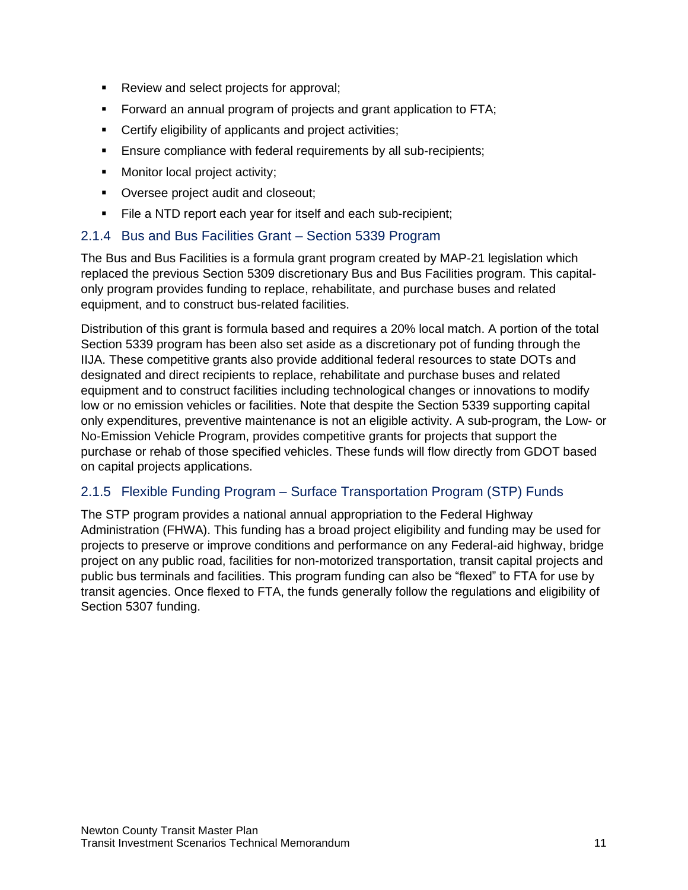- Review and select projects for approval;
- Forward an annual program of projects and grant application to FTA;
- Certify eligibility of applicants and project activities;
- Ensure compliance with federal requirements by all sub-recipients;
- Monitor local project activity;
- Oversee project audit and closeout;
- File a NTD report each year for itself and each sub-recipient;

### 2.1.4 Bus and Bus Facilities Grant – Section 5339 Program

The Bus and Bus Facilities is a formula grant program created by MAP-21 legislation which replaced the previous Section 5309 discretionary Bus and Bus Facilities program. This capital-only program provides funding to replace, rehabilitate, and purchase buses and related equipment, and to construct bus-related facilities.

Distribution of this grant is formula based and requires a 20% local match. A portion of the total Section 5339 program has been also set aside as a discretionary pot of funding through the IIJA. These competitive grants also provide additional federal resources to state DOTs and designated and direct recipients to replace, rehabilitate and purchase buses and related equipment and to construct facilities including technological changes or innovations to modify low or no emission vehicles or facilities. Note that despite the Section 5339 supporting capital only expenditures, preventive maintenance is not an eligible activity. A sub-program, the Low- or No-Emission Vehicle Program, provides competitive grants for projects that support the purchase or rehab of those specified vehicles. These funds will flow directly from GDOT based on capital projects applications.

### 2.1.5 Flexible Funding Program – Surface Transportation Program (STP) Funds

The STP program provides a national annual appropriation to the Federal Highway Administration (FHWA). This funding has a broad project eligibility and funding may be used for projects to preserve or improve conditions and performance on any Federal-aid highway, bridge project on any public road, facilities for non-motorized transportation, transit capital projects and public bus terminals and facilities. This program funding can also be "flexed" to FTA for use by transit agencies. Once flexed to FTA, the funds generally follow the regulations and eligibility of Section 5307 funding.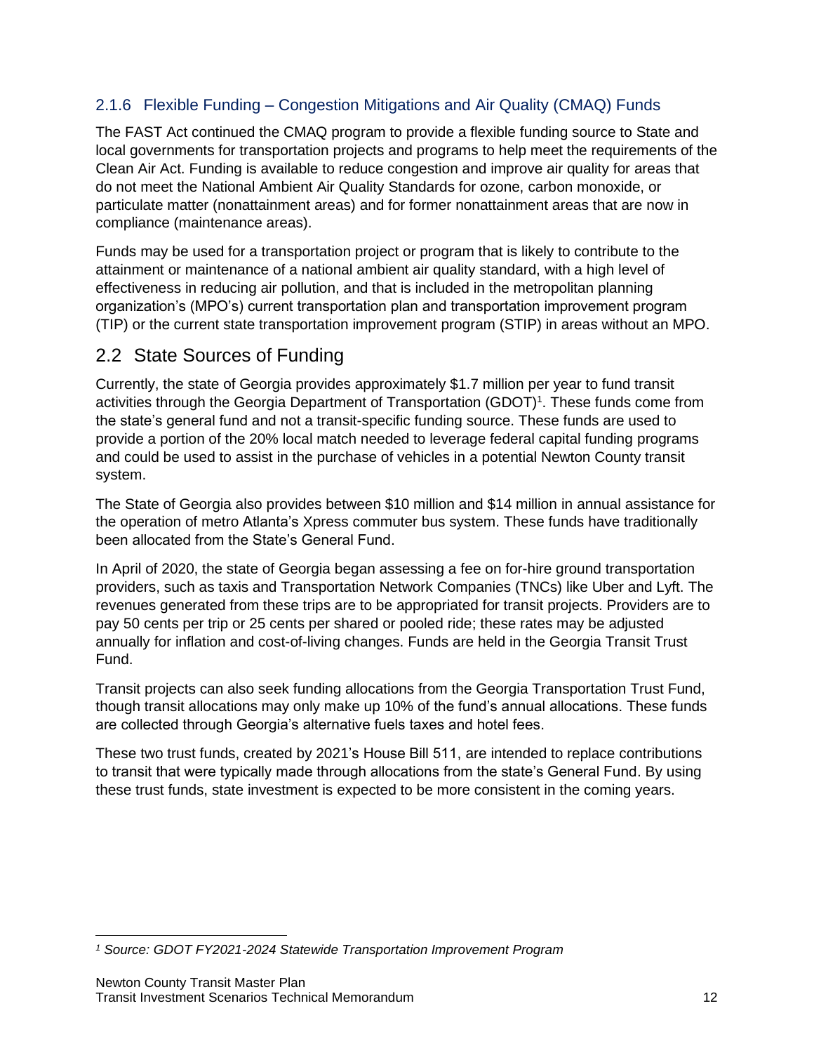### 2.1.6 Flexible Funding – Congestion Mitigations and Air Quality (CMAQ) Funds

The FAST Act continued the CMAQ program to provide a flexible funding source to State and local governments for transportation projects and programs to help meet the requirements of the Clean Air Act. Funding is available to reduce congestion and improve air quality for areas that do not meet the National Ambient Air Quality Standards for ozone, carbon monoxide, or particulate matter (nonattainment areas) and for former nonattainment areas that are now in compliance (maintenance areas).

Funds may be used for a transportation project or program that is likely to contribute to the attainment or maintenance of a national ambient air quality standard, with a high level of effectiveness in reducing air pollution, and that is included in the metropolitan planning organization's (MPO's) current transportation plan and transportation improvement program (TIP) or the current state transportation improvement program (STIP) in areas without an MPO.

## 2.2 State Sources of Funding

Currently, the state of Georgia provides approximately $1.7 million per year to fund transit activities through the Georgia Department of Transportation (GDOT)[1]. These funds come from the state's general fund and not a transit-specific funding source. These funds are used to provide a portion of the 20% local match needed to leverage federal capital funding programs and could be used to assist in the purchase of vehicles in a potential Newton County transit system.

The State of Georgia also provides between $10 million and $14 million in annual assistance for the operation of metro Atlanta's Xpress commuter bus system. These funds have traditionally been allocated from the State's General Fund.

In April of 2020, the state of Georgia began assessing a fee on for-hire ground transportation providers, such as taxis and Transportation Network Companies (TNCs) like Uber and Lyft. The revenues generated from these trips are to be appropriated for transit projects. Providers are to pay 50 cents per trip or 25 cents per shared or pooled ride; these rates may be adjusted annually for inflation and cost-of-living changes. Funds are held in the Georgia Transit Trust Fund.

Transit projects can also seek funding allocations from the Georgia Transportation Trust Fund, though transit allocations may only make up 10% of the fund's annual allocations. These funds are collected through Georgia's alternative fuels taxes and hotel fees.

These two trust funds, created by 2021's House Bill 511, are intended to replace contributions to transit that were typically made through allocations from the state's General Fund. By using these trust funds, state investment is expected to be more consistent in the coming years.

---

[1] *Source: GDOT FY2021-2024 Statewide Transportation Improvement Program*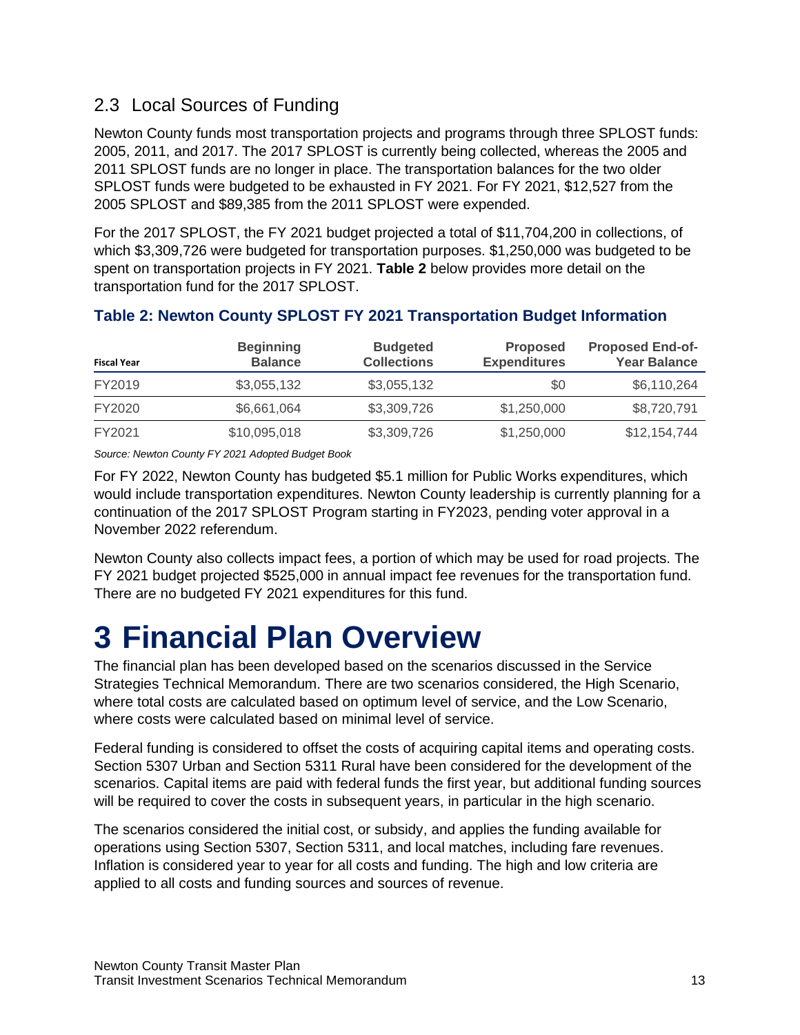## 2.3 Local Sources of Funding

Newton County funds most transportation projects and programs through three SPLOST funds: 2005, 2011, and 2017. The 2017 SPLOST is currently being collected, whereas the 2005 and 2011 SPLOST funds are no longer in place. The transportation balances for the two older SPLOST funds were budgeted to be exhausted in FY 2021. For FY 2021, $12,527 from the 2005 SPLOST and $89,385 from the 2011 SPLOST were expended.

For the 2017 SPLOST, the FY 2021 budget projected a total of $11,704,200 in collections, of which $3,309,726 were budgeted for transportation purposes. $1,250,000 was budgeted to be spent on transportation projects in FY 2021. **Table 2** below provides more detail on the transportation fund for the 2017 SPLOST.

**Table 2: Newton County SPLOST FY 2021 Transportation Budget Information**

| Fiscal Year | Beginning Balance | Budgeted Collections | Proposed Expenditures | Proposed End-of-Year Balance |
|---|---|---|---|---|
| FY2019 | $3,055,132 | $3,055,132 | $0 | $6,110,264 |
| FY2020 | $6,661,064 | $3,309,726 | $1,250,000 | $8,720,791 |
| FY2021 | $10,095,018 | $3,309,726 | $1,250,000 | $12,154,744 |

*Source: Newton County FY 2021 Adopted Budget Book*

For FY 2022, Newton County has budgeted $5.1 million for Public Works expenditures, which would include transportation expenditures. Newton County leadership is currently planning for a continuation of the 2017 SPLOST Program starting in FY2023, pending voter approval in a November 2022 referendum.

Newton County also collects impact fees, a portion of which may be used for road projects. The FY 2021 budget projected $525,000 in annual impact fee revenues for the transportation fund. There are no budgeted FY 2021 expenditures for this fund.

# 3 Financial Plan Overview

The financial plan has been developed based on the scenarios discussed in the Service Strategies Technical Memorandum. There are two scenarios considered, the High Scenario, where total costs are calculated based on optimum level of service, and the Low Scenario, where costs were calculated based on minimal level of service.

Federal funding is considered to offset the costs of acquiring capital items and operating costs. Section 5307 Urban and Section 5311 Rural have been considered for the development of the scenarios. Capital items are paid with federal funds the first year, but additional funding sources will be required to cover the costs in subsequent years, in particular in the high scenario.

The scenarios considered the initial cost, or subsidy, and applies the funding available for operations using Section 5307, Section 5311, and local matches, including fare revenues. Inflation is considered year to year for all costs and funding. The high and low criteria are applied to all costs and funding sources and sources of revenue.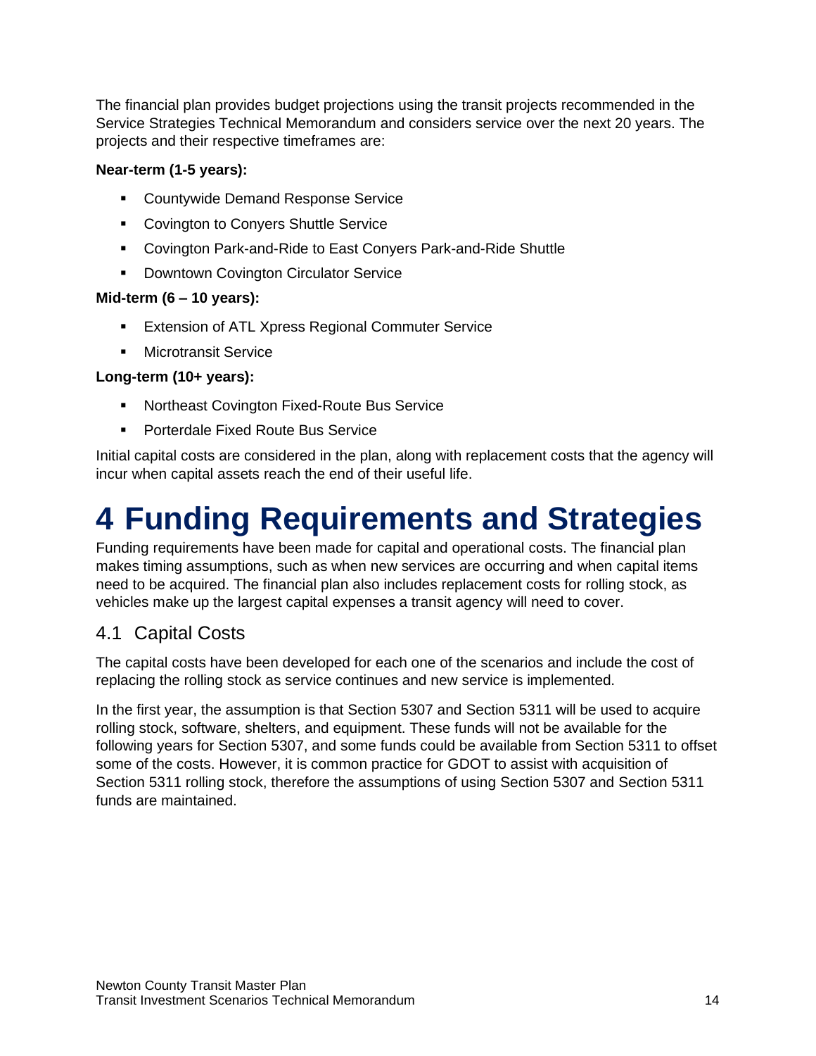The financial plan provides budget projections using the transit projects recommended in the Service Strategies Technical Memorandum and considers service over the next 20 years. The projects and their respective timeframes are:

**Near-term (1-5 years):**

- Countywide Demand Response Service
- Covington to Conyers Shuttle Service
- Covington Park-and-Ride to East Conyers Park-and-Ride Shuttle
- Downtown Covington Circulator Service

**Mid-term (6 – 10 years):**

- Extension of ATL Xpress Regional Commuter Service
- Microtransit Service

**Long-term (10+ years):**

- Northeast Covington Fixed-Route Bus Service
- Porterdale Fixed Route Bus Service

Initial capital costs are considered in the plan, along with replacement costs that the agency will incur when capital assets reach the end of their useful life.

# 4 Funding Requirements and Strategies

Funding requirements have been made for capital and operational costs. The financial plan makes timing assumptions, such as when new services are occurring and when capital items need to be acquired. The financial plan also includes replacement costs for rolling stock, as vehicles make up the largest capital expenses a transit agency will need to cover.

## 4.1 Capital Costs

The capital costs have been developed for each one of the scenarios and include the cost of replacing the rolling stock as service continues and new service is implemented.

In the first year, the assumption is that Section 5307 and Section 5311 will be used to acquire rolling stock, software, shelters, and equipment. These funds will not be available for the following years for Section 5307, and some funds could be available from Section 5311 to offset some of the costs. However, it is common practice for GDOT to assist with acquisition of Section 5311 rolling stock, therefore the assumptions of using Section 5307 and Section 5311 funds are maintained.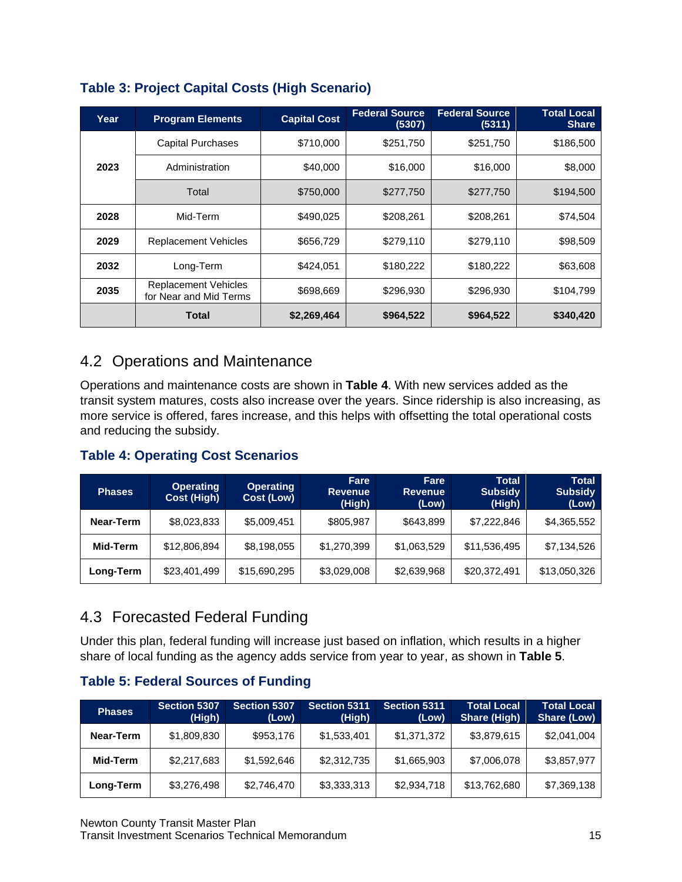### Table 3: Project Capital Costs (High Scenario)

| Year | Program Elements | Capital Cost | Federal Source (5307) | Federal Source (5311) | Total Local Share |
|---|---|---|---|---|---|
| 2023 | Capital Purchases | $710,000 | $251,750 | $251,750 | $186,500 |
| | Administration | $40,000 | $16,000 | $16,000 | $8,000 |
| | Total | $750,000 | $277,750 | $277,750 | $194,500 |
| 2028 | Mid-Term | $490,025 | $208,261 | $208,261 | $74,504 |
| 2029 | Replacement Vehicles | $656,729 | $279,110 | $279,110 | $98,509 |
| 2032 | Long-Term | $424,051 | $180,222 | $180,222 | $63,608 |
| 2035 | Replacement Vehicles for Near and Mid Terms | $698,669 | $296,930 | $296,930 | $104,799 |
| | **Total** | **$2,269,464** | **$964,522** | **$964,522** | **$340,420** |

## 4.2 Operations and Maintenance

Operations and maintenance costs are shown in **Table 4**. With new services added as the transit system matures, costs also increase over the years. Since ridership is also increasing, as more service is offered, fares increase, and this helps with offsetting the total operational costs and reducing the subsidy.

### Table 4: Operating Cost Scenarios

| Phases | Operating Cost (High) | Operating Cost (Low) | Fare Revenue (High) | Fare Revenue (Low) | Total Subsidy (High) | Total Subsidy (Low) |
|---|---|---|---|---|---|---|
| Near-Term | $8,023,833 | $5,009,451 | $805,987 | $643,899 | $7,222,846 | $4,365,552 |
| Mid-Term | $12,806,894 | $8,198,055 | $1,270,399 | $1,063,529 | $11,536,495 | $7,134,526 |
| Long-Term | $23,401,499 | $15,690,295 | $3,029,008 | $2,639,968 | $20,372,491 | $13,050,326 |

## 4.3 Forecasted Federal Funding

Under this plan, federal funding will increase just based on inflation, which results in a higher share of local funding as the agency adds service from year to year, as shown in **Table 5**.

### Table 5: Federal Sources of Funding

| Phases | Section 5307 (High) | Section 5307 (Low) | Section 5311 (High) | Section 5311 (Low) | Total Local Share (High) | Total Local Share (Low) |
|---|---|---|---|---|---|---|
| Near-Term | $1,809,830 | $953,176 | $1,533,401 | $1,371,372 | $3,879,615 | $2,041,004 |
| Mid-Term | $2,217,683 | $1,592,646 | $2,312,735 | $1,665,903 | $7,006,078 | $3,857,977 |
| Long-Term | $3,276,498 | $2,746,470 | $3,333,313 | $2,934,718 | $13,762,680 | $7,369,138 |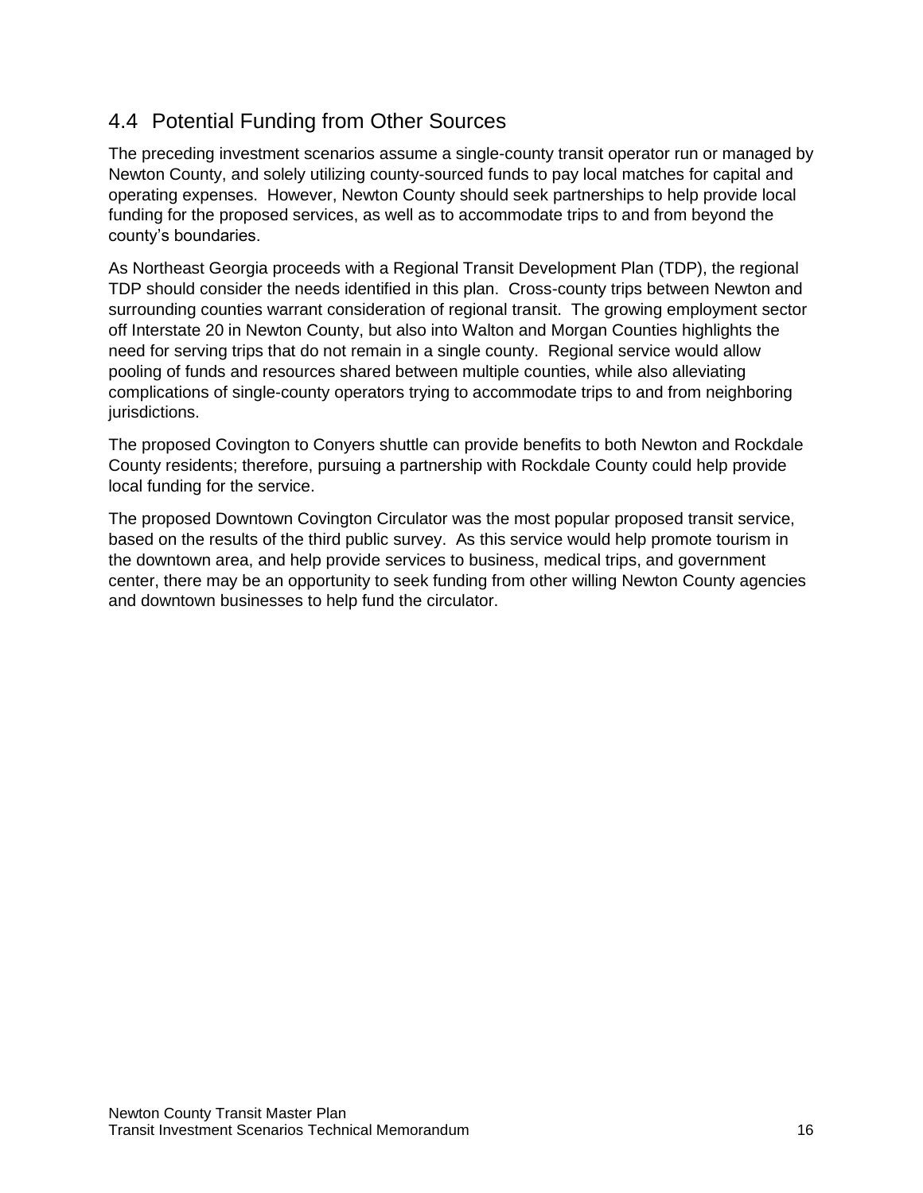## 4.4 Potential Funding from Other Sources

The preceding investment scenarios assume a single-county transit operator run or managed by Newton County, and solely utilizing county-sourced funds to pay local matches for capital and operating expenses. However, Newton County should seek partnerships to help provide local funding for the proposed services, as well as to accommodate trips to and from beyond the county's boundaries.

As Northeast Georgia proceeds with a Regional Transit Development Plan (TDP), the regional TDP should consider the needs identified in this plan. Cross-county trips between Newton and surrounding counties warrant consideration of regional transit. The growing employment sector off Interstate 20 in Newton County, but also into Walton and Morgan Counties highlights the need for serving trips that do not remain in a single county. Regional service would allow pooling of funds and resources shared between multiple counties, while also alleviating complications of single-county operators trying to accommodate trips to and from neighboring jurisdictions.

The proposed Covington to Conyers shuttle can provide benefits to both Newton and Rockdale County residents; therefore, pursuing a partnership with Rockdale County could help provide local funding for the service.

The proposed Downtown Covington Circulator was the most popular proposed transit service, based on the results of the third public survey. As this service would help promote tourism in the downtown area, and help provide services to business, medical trips, and government center, there may be an opportunity to seek funding from other willing Newton County agencies and downtown businesses to help fund the circulator.